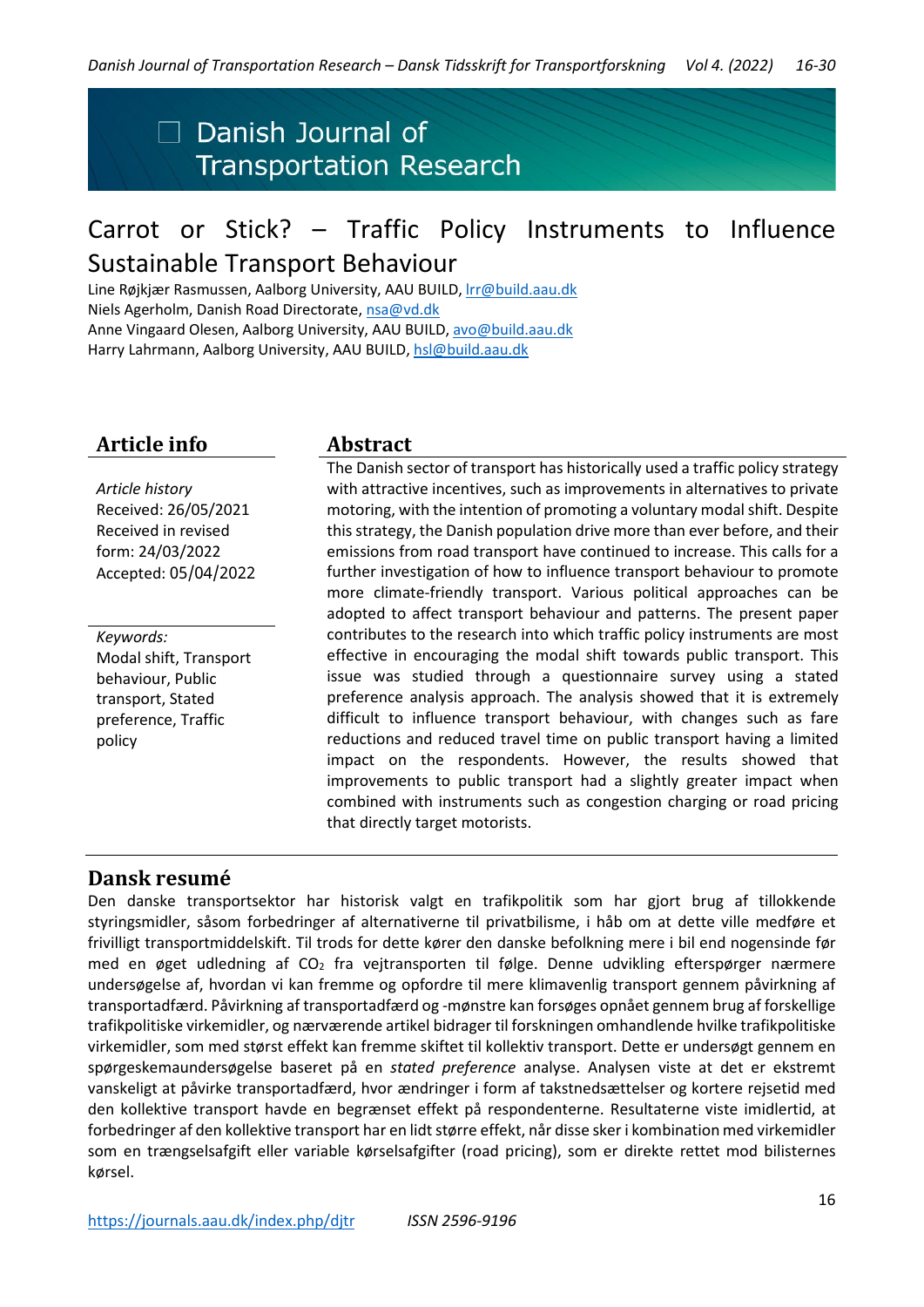# Carrot or Stick? – Traffic Policy Instruments to Influence Sustainable Transport Behaviour

Line Røjkjær Rasmussen, Aalborg University, AAU BUILD, lrr@build.aau.dk
Niels Agerholm, Danish Road Directorate, nsa@vd.dk
Anne Vingaard Olesen, Aalborg University, AAU BUILD, avo@build.aau.dk
Harry Lahrmann, Aalborg University, AAU BUILD, hsl@build.aau.dk

## Article info

*Article history*
Received: 26/05/2021
Received in revised form: 24/03/2022
Accepted: 05/04/2022

*Keywords:*
Modal shift, Transport behaviour, Public transport, Stated preference, Traffic policy

## Abstract

The Danish sector of transport has historically used a traffic policy strategy with attractive incentives, such as improvements in alternatives to private motoring, with the intention of promoting a voluntary modal shift. Despite this strategy, the Danish population drive more than ever before, and their emissions from road transport have continued to increase. This calls for a further investigation of how to influence transport behaviour to promote more climate-friendly transport. Various political approaches can be adopted to affect transport behaviour and patterns. The present paper contributes to the research into which traffic policy instruments are most effective in encouraging the modal shift towards public transport. This issue was studied through a questionnaire survey using a stated preference analysis approach. The analysis showed that it is extremely difficult to influence transport behaviour, with changes such as fare reductions and reduced travel time on public transport having a limited impact on the respondents. However, the results showed that improvements to public transport had a slightly greater impact when combined with instruments such as congestion charging or road pricing that directly target motorists.

## Dansk resumé

Den danske transportsektor har historisk valgt en trafikpolitik som har gjort brug af tillokkende styringsmidler, såsom forbedringer af alternativerne til privatbilisme, i håb om at dette ville medføre et frivilligt transportmiddelskift. Til trods for dette kører den danske befolkning mere i bil end nogensinde før med en øget udledning af $CO_2$ fra vejtransporten til følge. Denne udvikling efterspørger nærmere undersøgelse af, hvordan vi kan fremme og opfordre til mere klimavenlig transport gennem påvirkning af transportadfærd. Påvirkning af transportadfærd og -mønstre kan forsøges opnået gennem brug af forskellige trafikpolitiske virkemidler, og nærværende artikel bidrager til forskningen omhandlende hvilke trafikpolitiske virkemidler, som med størst effekt kan fremme skiftet til kollektiv transport. Dette er undersøgt gennem en spørgeskemaundersøgelse baseret på en *stated preference* analyse. Analysen viste at det er ekstremt vanskeligt at påvirke transportadfærd, hvor ændringer i form af takstnedsættelser og kortere rejsetid med den kollektive transport havde en begrænset effekt på respondenterne. Resultaterne viste imidlertid, at forbedringer af den kollektive transport har en lidt større effekt, når disse sker i kombination med virkemidler som en trængselsafgift eller variable kørselsafgifter (road pricing), som er direkte rettet mod bilisternes kørsel.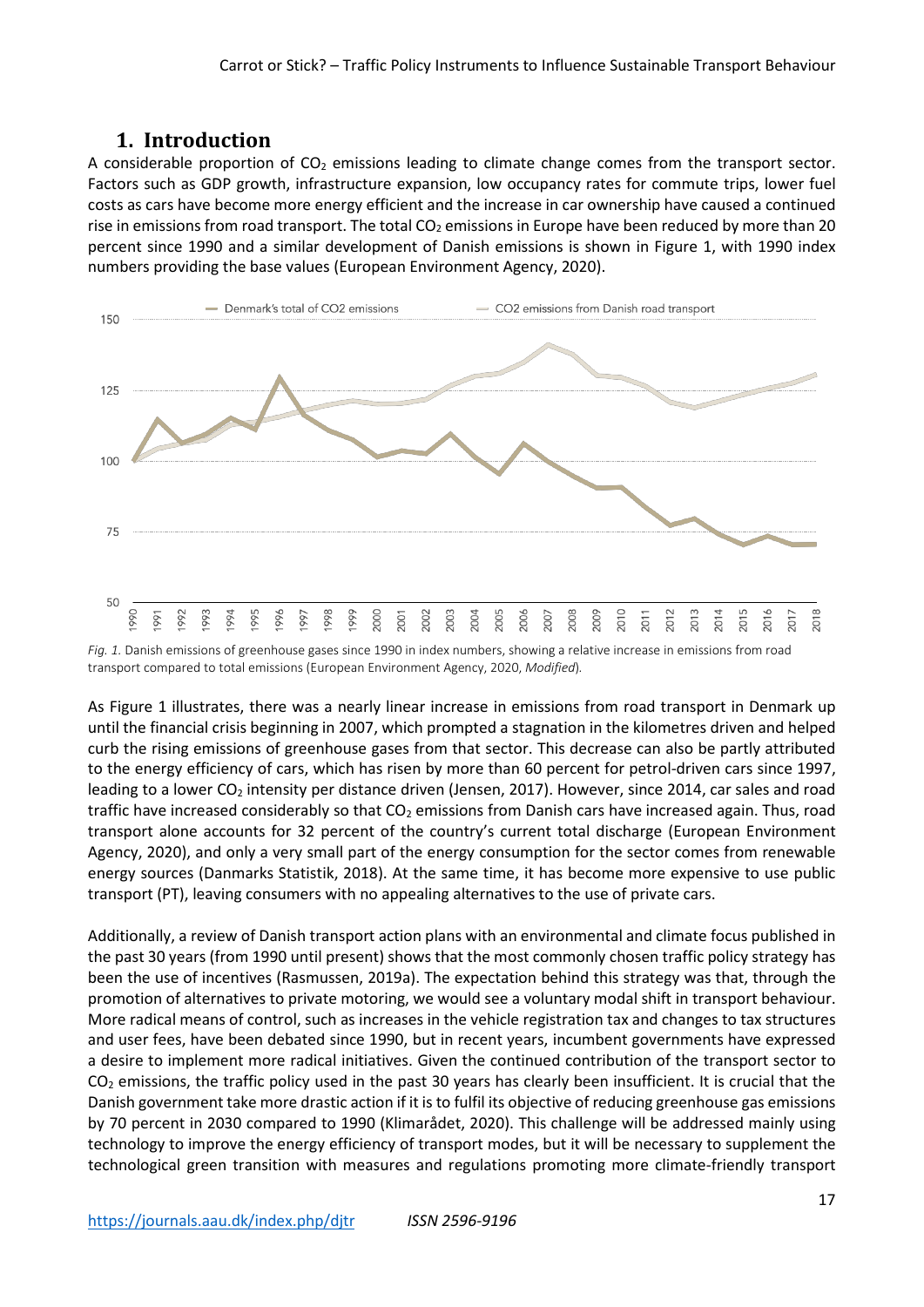## 1. Introduction

A considerable proportion of $CO_2$ emissions leading to climate change comes from the transport sector. Factors such as GDP growth, infrastructure expansion, low occupancy rates for commute trips, lower fuel costs as cars have become more energy efficient and the increase in car ownership have caused a continued rise in emissions from road transport. The total $CO_2$ emissions in Europe have been reduced by more than 20 percent since 1990 and a similar development of Danish emissions is shown in Figure 1, with 1990 index numbers providing the base values (European Environment Agency, 2020).

*Fig. 1.* Danish emissions of greenhouse gases since 1990 in index numbers, showing a relative increase in emissions from road transport compared to total emissions (European Environment Agency, 2020, *Modified*).

As Figure 1 illustrates, there was a nearly linear increase in emissions from road transport in Denmark up until the financial crisis beginning in 2007, which prompted a stagnation in the kilometres driven and helped curb the rising emissions of greenhouse gases from that sector. This decrease can also be partly attributed to the energy efficiency of cars, which has risen by more than 60 percent for petrol-driven cars since 1997, leading to a lower $CO_2$ intensity per distance driven (Jensen, 2017). However, since 2014, car sales and road traffic have increased considerably so that $CO_2$ emissions from Danish cars have increased again. Thus, road transport alone accounts for 32 percent of the country's current total discharge (European Environment Agency, 2020), and only a very small part of the energy consumption for the sector comes from renewable energy sources (Danmarks Statistik, 2018). At the same time, it has become more expensive to use public transport (PT), leaving consumers with no appealing alternatives to the use of private cars.

Additionally, a review of Danish transport action plans with an environmental and climate focus published in the past 30 years (from 1990 until present) shows that the most commonly chosen traffic policy strategy has been the use of incentives (Rasmussen, 2019a). The expectation behind this strategy was that, through the promotion of alternatives to private motoring, we would see a voluntary modal shift in transport behaviour. More radical means of control, such as increases in the vehicle registration tax and changes to tax structures and user fees, have been debated since 1990, but in recent years, incumbent governments have expressed a desire to implement more radical initiatives. Given the continued contribution of the transport sector to $CO_2$ emissions, the traffic policy used in the past 30 years has clearly been insufficient. It is crucial that the Danish government take more drastic action if it is to fulfil its objective of reducing greenhouse gas emissions by 70 percent in 2030 compared to 1990 (Klimarådet, 2020). This challenge will be addressed mainly using technology to improve the energy efficiency of transport modes, but it will be necessary to supplement the technological green transition with measures and regulations promoting more climate-friendly transport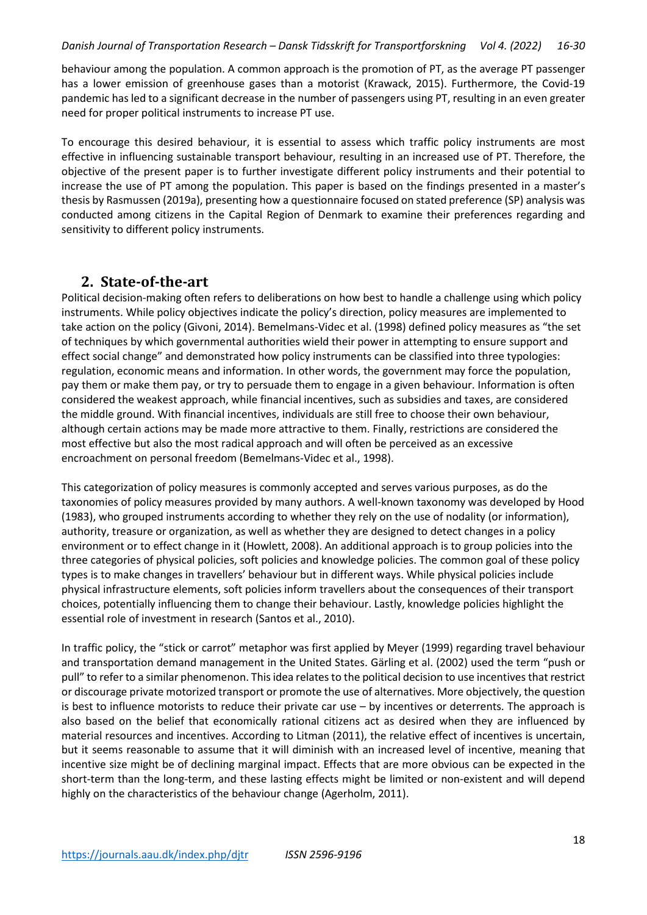behaviour among the population. A common approach is the promotion of PT, as the average PT passenger has a lower emission of greenhouse gases than a motorist (Krawack, 2015). Furthermore, the Covid-19 pandemic has led to a significant decrease in the number of passengers using PT, resulting in an even greater need for proper political instruments to increase PT use.

To encourage this desired behaviour, it is essential to assess which traffic policy instruments are most effective in influencing sustainable transport behaviour, resulting in an increased use of PT. Therefore, the objective of the present paper is to further investigate different policy instruments and their potential to increase the use of PT among the population. This paper is based on the findings presented in a master's thesis by Rasmussen (2019a), presenting how a questionnaire focused on stated preference (SP) analysis was conducted among citizens in the Capital Region of Denmark to examine their preferences regarding and sensitivity to different policy instruments.

## 2. State-of-the-art

Political decision-making often refers to deliberations on how best to handle a challenge using which policy instruments. While policy objectives indicate the policy's direction, policy measures are implemented to take action on the policy (Givoni, 2014). Bemelmans-Videc et al. (1998) defined policy measures as "the set of techniques by which governmental authorities wield their power in attempting to ensure support and effect social change" and demonstrated how policy instruments can be classified into three typologies: regulation, economic means and information. In other words, the government may force the population, pay them or make them pay, or try to persuade them to engage in a given behaviour. Information is often considered the weakest approach, while financial incentives, such as subsidies and taxes, are considered the middle ground. With financial incentives, individuals are still free to choose their own behaviour, although certain actions may be made more attractive to them. Finally, restrictions are considered the most effective but also the most radical approach and will often be perceived as an excessive encroachment on personal freedom (Bemelmans-Videc et al., 1998).

This categorization of policy measures is commonly accepted and serves various purposes, as do the taxonomies of policy measures provided by many authors. A well-known taxonomy was developed by Hood (1983), who grouped instruments according to whether they rely on the use of nodality (or information), authority, treasure or organization, as well as whether they are designed to detect changes in a policy environment or to effect change in it (Howlett, 2008). An additional approach is to group policies into the three categories of physical policies, soft policies and knowledge policies. The common goal of these policy types is to make changes in travellers' behaviour but in different ways. While physical policies include physical infrastructure elements, soft policies inform travellers about the consequences of their transport choices, potentially influencing them to change their behaviour. Lastly, knowledge policies highlight the essential role of investment in research (Santos et al., 2010).

In traffic policy, the "stick or carrot" metaphor was first applied by Meyer (1999) regarding travel behaviour and transportation demand management in the United States. Gärling et al. (2002) used the term "push or pull" to refer to a similar phenomenon. This idea relates to the political decision to use incentives that restrict or discourage private motorized transport or promote the use of alternatives. More objectively, the question is best to influence motorists to reduce their private car use – by incentives or deterrents. The approach is also based on the belief that economically rational citizens act as desired when they are influenced by material resources and incentives. According to Litman (2011), the relative effect of incentives is uncertain, but it seems reasonable to assume that it will diminish with an increased level of incentive, meaning that incentive size might be of declining marginal impact. Effects that are more obvious can be expected in the short-term than the long-term, and these lasting effects might be limited or non-existent and will depend highly on the characteristics of the behaviour change (Agerholm, 2011).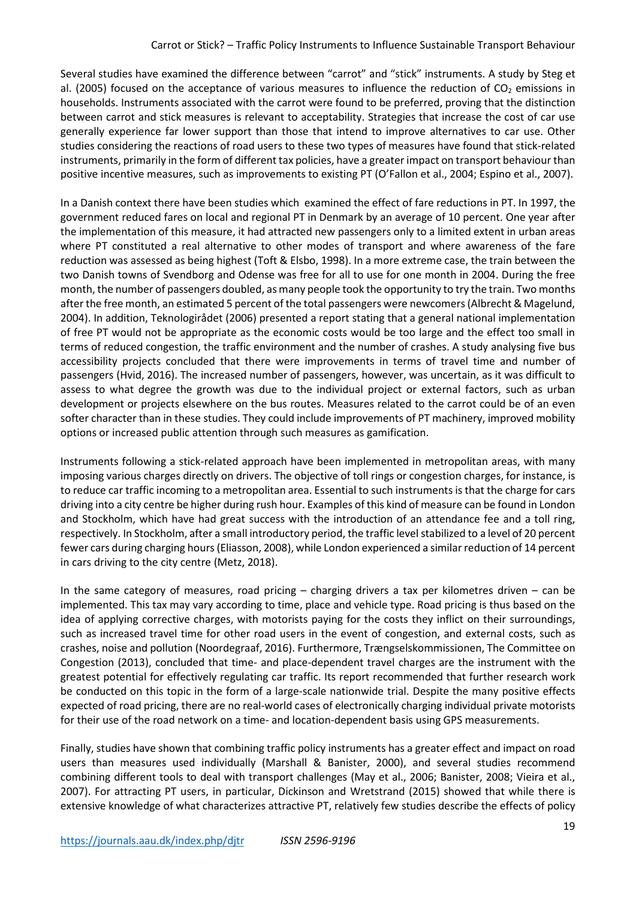Several studies have examined the difference between "carrot" and "stick" instruments. A study by Steg et al. (2005) focused on the acceptance of various measures to influence the reduction of $CO_2$ emissions in households. Instruments associated with the carrot were found to be preferred, proving that the distinction between carrot and stick measures is relevant to acceptability. Strategies that increase the cost of car use generally experience far lower support than those that intend to improve alternatives to car use. Other studies considering the reactions of road users to these two types of measures have found that stick-related instruments, primarily in the form of different tax policies, have a greater impact on transport behaviour than positive incentive measures, such as improvements to existing PT (O'Fallon et al., 2004; Espino et al., 2007).

In a Danish context there have been studies which examined the effect of fare reductions in PT. In 1997, the government reduced fares on local and regional PT in Denmark by an average of 10 percent. One year after the implementation of this measure, it had attracted new passengers only to a limited extent in urban areas where PT constituted a real alternative to other modes of transport and where awareness of the fare reduction was assessed as being highest (Toft & Elsbo, 1998). In a more extreme case, the train between the two Danish towns of Svendborg and Odense was free for all to use for one month in 2004. During the free month, the number of passengers doubled, as many people took the opportunity to try the train. Two months after the free month, an estimated 5 percent of the total passengers were newcomers (Albrecht & Magelund, 2004). In addition, Teknologirådet (2006) presented a report stating that a general national implementation of free PT would not be appropriate as the economic costs would be too large and the effect too small in terms of reduced congestion, the traffic environment and the number of crashes. A study analysing five bus accessibility projects concluded that there were improvements in terms of travel time and number of passengers (Hvid, 2016). The increased number of passengers, however, was uncertain, as it was difficult to assess to what degree the growth was due to the individual project or external factors, such as urban development or projects elsewhere on the bus routes. Measures related to the carrot could be of an even softer character than in these studies. They could include improvements of PT machinery, improved mobility options or increased public attention through such measures as gamification.

Instruments following a stick-related approach have been implemented in metropolitan areas, with many imposing various charges directly on drivers. The objective of toll rings or congestion charges, for instance, is to reduce car traffic incoming to a metropolitan area. Essential to such instruments is that the charge for cars driving into a city centre be higher during rush hour. Examples of this kind of measure can be found in London and Stockholm, which have had great success with the introduction of an attendance fee and a toll ring, respectively. In Stockholm, after a small introductory period, the traffic level stabilized to a level of 20 percent fewer cars during charging hours (Eliasson, 2008), while London experienced a similar reduction of 14 percent in cars driving to the city centre (Metz, 2018).

In the same category of measures, road pricing – charging drivers a tax per kilometres driven – can be implemented. This tax may vary according to time, place and vehicle type. Road pricing is thus based on the idea of applying corrective charges, with motorists paying for the costs they inflict on their surroundings, such as increased travel time for other road users in the event of congestion, and external costs, such as crashes, noise and pollution (Noordegraaf, 2016). Furthermore, Trængselskommissionen, The Committee on Congestion (2013), concluded that time- and place-dependent travel charges are the instrument with the greatest potential for effectively regulating car traffic. Its report recommended that further research work be conducted on this topic in the form of a large-scale nationwide trial. Despite the many positive effects expected of road pricing, there are no real-world cases of electronically charging individual private motorists for their use of the road network on a time- and location-dependent basis using GPS measurements.

Finally, studies have shown that combining traffic policy instruments has a greater effect and impact on road users than measures used individually (Marshall & Banister, 2000), and several studies recommend combining different tools to deal with transport challenges (May et al., 2006; Banister, 2008; Vieira et al., 2007). For attracting PT users, in particular, Dickinson and Wretstrand (2015) showed that while there is extensive knowledge of what characterizes attractive PT, relatively few studies describe the effects of policy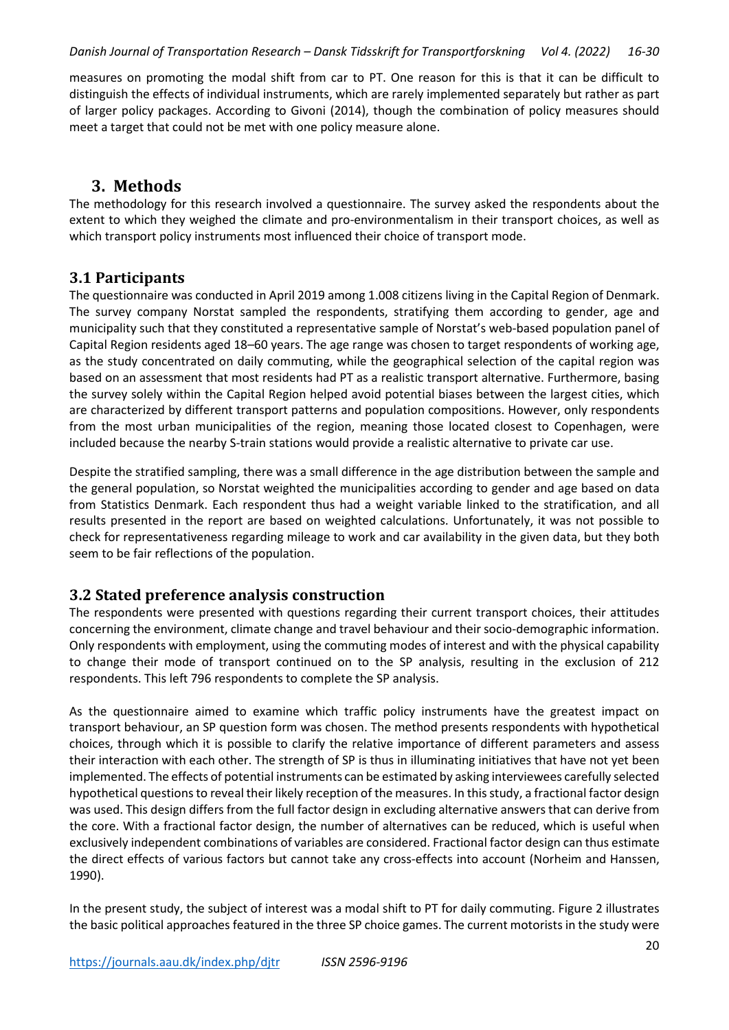measures on promoting the modal shift from car to PT. One reason for this is that it can be difficult to distinguish the effects of individual instruments, which are rarely implemented separately but rather as part of larger policy packages. According to Givoni (2014), though the combination of policy measures should meet a target that could not be met with one policy measure alone.

# 3. Methods

The methodology for this research involved a questionnaire. The survey asked the respondents about the extent to which they weighed the climate and pro-environmentalism in their transport choices, as well as which transport policy instruments most influenced their choice of transport mode.

## 3.1 Participants

The questionnaire was conducted in April 2019 among 1.008 citizens living in the Capital Region of Denmark. The survey company Norstat sampled the respondents, stratifying them according to gender, age and municipality such that they constituted a representative sample of Norstat's web-based population panel of Capital Region residents aged 18–60 years. The age range was chosen to target respondents of working age, as the study concentrated on daily commuting, while the geographical selection of the capital region was based on an assessment that most residents had PT as a realistic transport alternative. Furthermore, basing the survey solely within the Capital Region helped avoid potential biases between the largest cities, which are characterized by different transport patterns and population compositions. However, only respondents from the most urban municipalities of the region, meaning those located closest to Copenhagen, were included because the nearby S-train stations would provide a realistic alternative to private car use.

Despite the stratified sampling, there was a small difference in the age distribution between the sample and the general population, so Norstat weighted the municipalities according to gender and age based on data from Statistics Denmark. Each respondent thus had a weight variable linked to the stratification, and all results presented in the report are based on weighted calculations. Unfortunately, it was not possible to check for representativeness regarding mileage to work and car availability in the given data, but they both seem to be fair reflections of the population.

## 3.2 Stated preference analysis construction

The respondents were presented with questions regarding their current transport choices, their attitudes concerning the environment, climate change and travel behaviour and their socio-demographic information. Only respondents with employment, using the commuting modes of interest and with the physical capability to change their mode of transport continued on to the SP analysis, resulting in the exclusion of 212 respondents. This left 796 respondents to complete the SP analysis.

As the questionnaire aimed to examine which traffic policy instruments have the greatest impact on transport behaviour, an SP question form was chosen. The method presents respondents with hypothetical choices, through which it is possible to clarify the relative importance of different parameters and assess their interaction with each other. The strength of SP is thus in illuminating initiatives that have not yet been implemented. The effects of potential instruments can be estimated by asking interviewees carefully selected hypothetical questions to reveal their likely reception of the measures. In this study, a fractional factor design was used. This design differs from the full factor design in excluding alternative answers that can derive from the core. With a fractional factor design, the number of alternatives can be reduced, which is useful when exclusively independent combinations of variables are considered. Fractional factor design can thus estimate the direct effects of various factors but cannot take any cross-effects into account (Norheim and Hanssen, 1990).

In the present study, the subject of interest was a modal shift to PT for daily commuting. Figure 2 illustrates the basic political approaches featured in the three SP choice games. The current motorists in the study were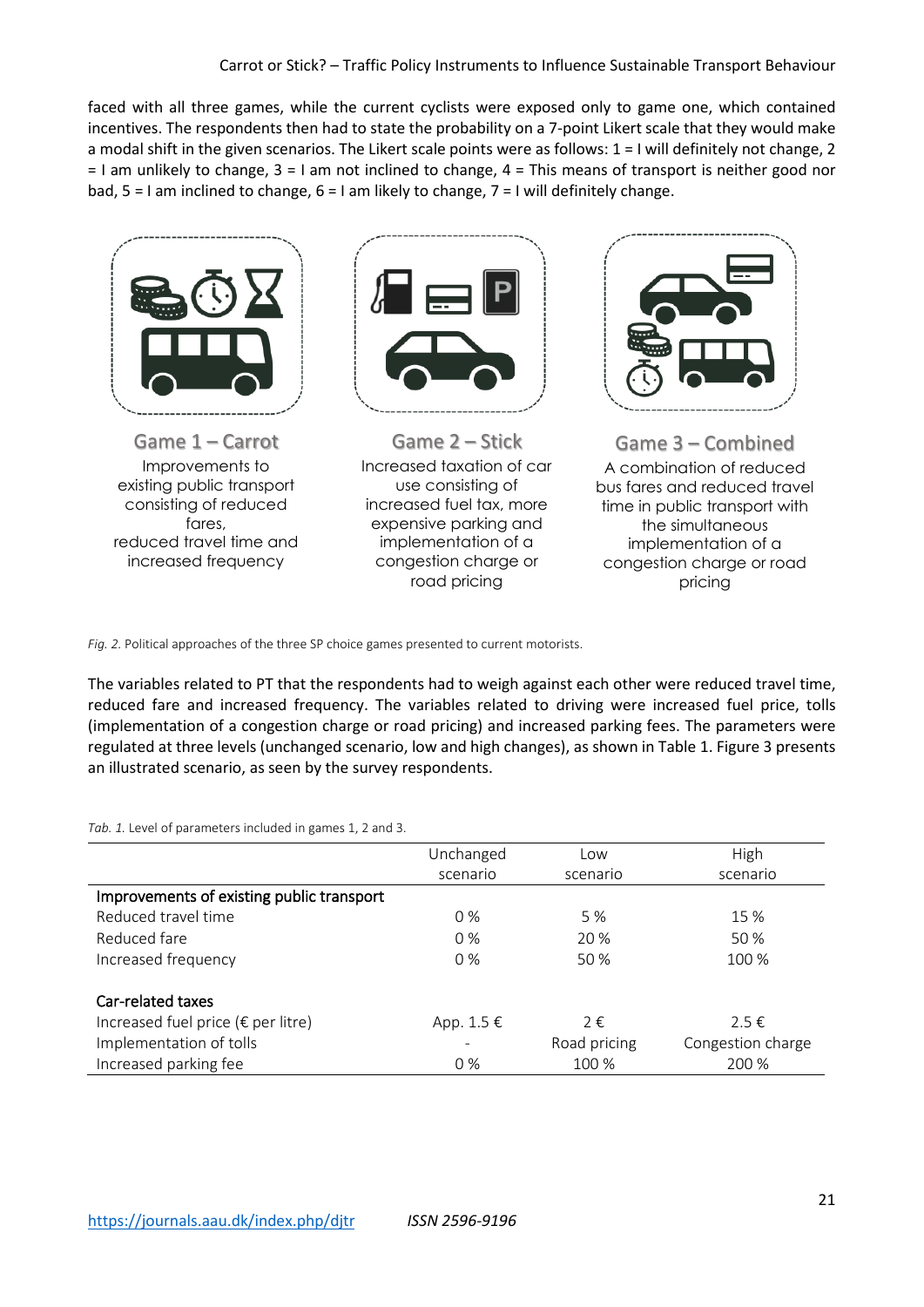faced with all three games, while the current cyclists were exposed only to game one, which contained incentives. The respondents then had to state the probability on a 7-point Likert scale that they would make a modal shift in the given scenarios. The Likert scale points were as follows: 1 = I will definitely not change, 2 = I am unlikely to change, 3 = I am not inclined to change, 4 = This means of transport is neither good nor bad, 5 = I am inclined to change, 6 = I am likely to change, 7 = I will definitely change.

**Game 1 – Carrot**
Improvements to existing public transport consisting of reduced fares, reduced travel time and increased frequency

**Game 2 – Stick**
Increased taxation of car use consisting of increased fuel tax, more expensive parking and implementation of a congestion charge or road pricing

**Game 3 – Combined**
A combination of reduced bus fares and reduced travel time in public transport with the simultaneous implementation of a congestion charge or road pricing

*Fig. 2.* Political approaches of the three SP choice games presented to current motorists.

The variables related to PT that the respondents had to weigh against each other were reduced travel time, reduced fare and increased frequency. The variables related to driving were increased fuel price, tolls (implementation of a congestion charge or road pricing) and increased parking fees. The parameters were regulated at three levels (unchanged scenario, low and high changes), as shown in Table 1. Figure 3 presents an illustrated scenario, as seen by the survey respondents.

*Tab. 1.* Level of parameters included in games 1, 2 and 3.

| | Unchanged scenario | Low scenario | High scenario |
|---|---|---|---|
| **Improvements of existing public transport** | | | |
| Reduced travel time | 0 % | 5 % | 15 % |
| Reduced fare | 0 % | 20 % | 50 % |
| Increased frequency | 0 % | 50 % | 100 % |
| **Car-related taxes** | | | |
| Increased fuel price (€ per litre) | App. 1.5 € | 2 € | 2.5 € |
| Implementation of tolls | - | Road pricing | Congestion charge |
| Increased parking fee | 0 % | 100 % | 200 % |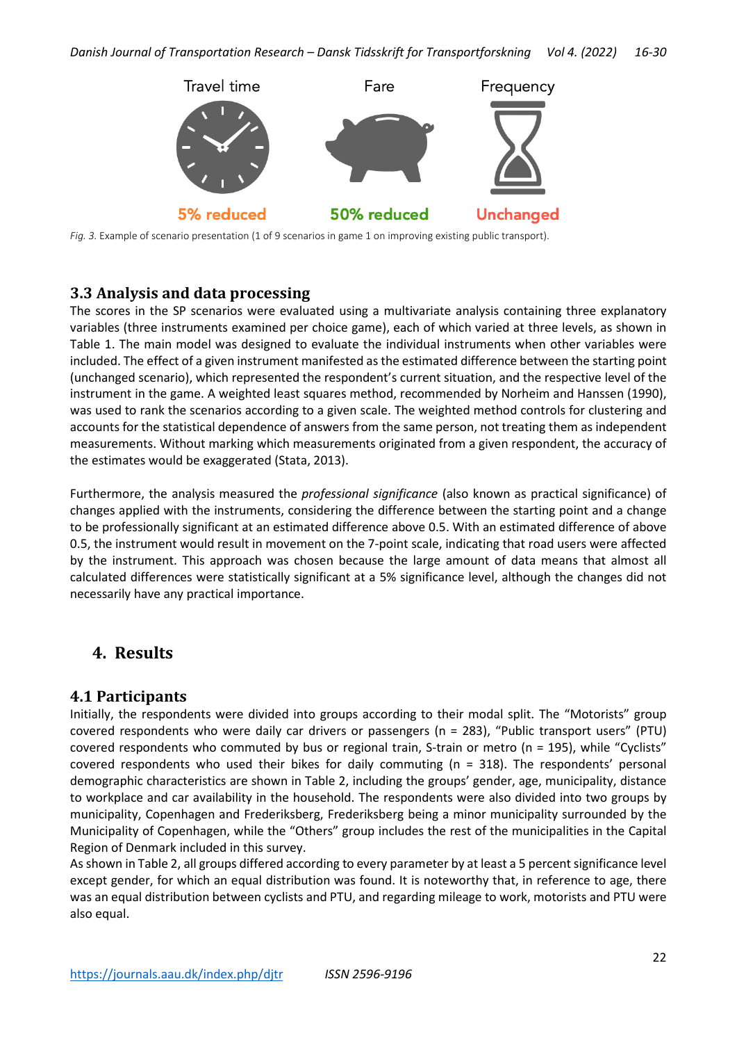Travel time | Fare | Frequency

5% reduced | 50% reduced | Unchanged

*Fig. 3.* Example of scenario presentation (1 of 9 scenarios in game 1 on improving existing public transport).

### 3.3 Analysis and data processing

The scores in the SP scenarios were evaluated using a multivariate analysis containing three explanatory variables (three instruments examined per choice game), each of which varied at three levels, as shown in Table 1. The main model was designed to evaluate the individual instruments when other variables were included. The effect of a given instrument manifested as the estimated difference between the starting point (unchanged scenario), which represented the respondent's current situation, and the respective level of the instrument in the game. A weighted least squares method, recommended by Norheim and Hanssen (1990), was used to rank the scenarios according to a given scale. The weighted method controls for clustering and accounts for the statistical dependence of answers from the same person, not treating them as independent measurements. Without marking which measurements originated from a given respondent, the accuracy of the estimates would be exaggerated (Stata, 2013).

Furthermore, the analysis measured the *professional significance* (also known as practical significance) of changes applied with the instruments, considering the difference between the starting point and a change to be professionally significant at an estimated difference above 0.5. With an estimated difference of above 0.5, the instrument would result in movement on the 7-point scale, indicating that road users were affected by the instrument. This approach was chosen because the large amount of data means that almost all calculated differences were statistically significant at a 5% significance level, although the changes did not necessarily have any practical importance.

## 4. Results

### 4.1 Participants

Initially, the respondents were divided into groups according to their modal split. The "Motorists" group covered respondents who were daily car drivers or passengers (n = 283), "Public transport users" (PTU) covered respondents who commuted by bus or regional train, S-train or metro (n = 195), while "Cyclists" covered respondents who used their bikes for daily commuting (n = 318). The respondents' personal demographic characteristics are shown in Table 2, including the groups' gender, age, municipality, distance to workplace and car availability in the household. The respondents were also divided into two groups by municipality, Copenhagen and Frederiksberg, Frederiksberg being a minor municipality surrounded by the Municipality of Copenhagen, while the "Others" group includes the rest of the municipalities in the Capital Region of Denmark included in this survey.

As shown in Table 2, all groups differed according to every parameter by at least a 5 percent significance level except gender, for which an equal distribution was found. It is noteworthy that, in reference to age, there was an equal distribution between cyclists and PTU, and regarding mileage to work, motorists and PTU were also equal.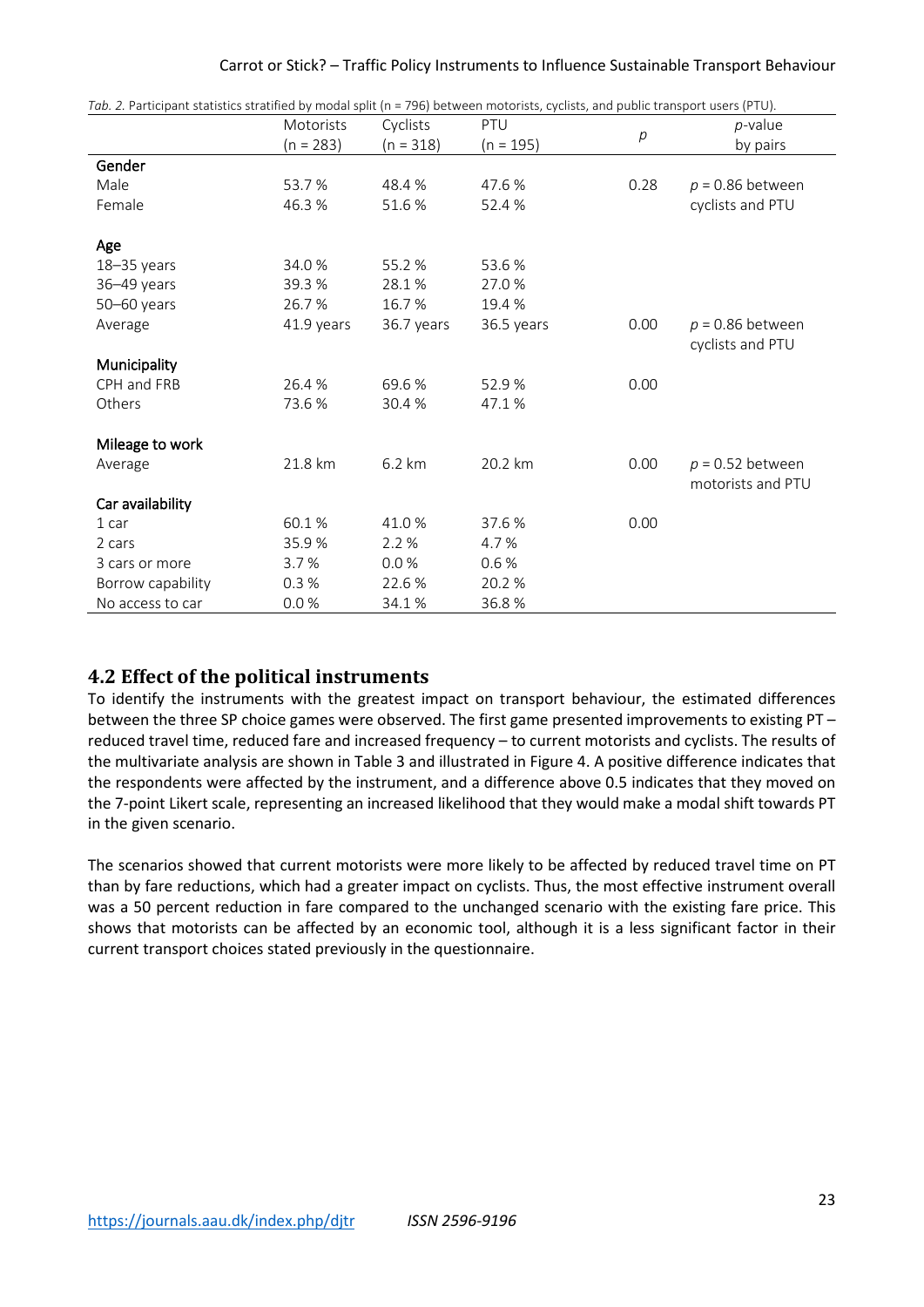*Tab. 2.* Participant statistics stratified by modal split (n = 796) between motorists, cyclists, and public transport users (PTU).

| | Motorists (n = 283) | Cyclists (n = 318) | PTU (n = 195) | $p$ | $p$-value by pairs |
|---|---|---|---|---|---|
| **Gender** | | | | | |
| Male | 53.7 % | 48.4 % | 47.6 % | 0.28 | $p = 0.86$ between cyclists and PTU |
| Female | 46.3 % | 51.6 % | 52.4 % | | |
| **Age** | | | | | |
| 18–35 years | 34.0 % | 55.2 % | 53.6 % | | |
| 36–49 years | 39.3 % | 28.1 % | 27.0 % | | |
| 50–60 years | 26.7 % | 16.7 % | 19.4 % | | |
| Average | 41.9 years | 36.7 years | 36.5 years | 0.00 | $p = 0.86$ between cyclists and PTU |
| **Municipality** | | | | | |
| CPH and FRB | 26.4 % | 69.6 % | 52.9 % | 0.00 | |
| Others | 73.6 % | 30.4 % | 47.1 % | | |
| **Mileage to work** | | | | | |
| Average | 21.8 km | 6.2 km | 20.2 km | 0.00 | $p = 0.52$ between motorists and PTU |
| **Car availability** | | | | | |
| 1 car | 60.1 % | 41.0 % | 37.6 % | 0.00 | |
| 2 cars | 35.9 % | 2.2 % | 4.7 % | | |
| 3 cars or more | 3.7 % | 0.0 % | 0.6 % | | |
| Borrow capability | 0.3 % | 22.6 % | 20.2 % | | |
| No access to car | 0.0 % | 34.1 % | 36.8 % | | |

## 4.2 Effect of the political instruments

To identify the instruments with the greatest impact on transport behaviour, the estimated differences between the three SP choice games were observed. The first game presented improvements to existing PT – reduced travel time, reduced fare and increased frequency – to current motorists and cyclists. The results of the multivariate analysis are shown in Table 3 and illustrated in Figure 4. A positive difference indicates that the respondents were affected by the instrument, and a difference above 0.5 indicates that they moved on the 7-point Likert scale, representing an increased likelihood that they would make a modal shift towards PT in the given scenario.

The scenarios showed that current motorists were more likely to be affected by reduced travel time on PT than by fare reductions, which had a greater impact on cyclists. Thus, the most effective instrument overall was a 50 percent reduction in fare compared to the unchanged scenario with the existing fare price. This shows that motorists can be affected by an economic tool, although it is a less significant factor in their current transport choices stated previously in the questionnaire.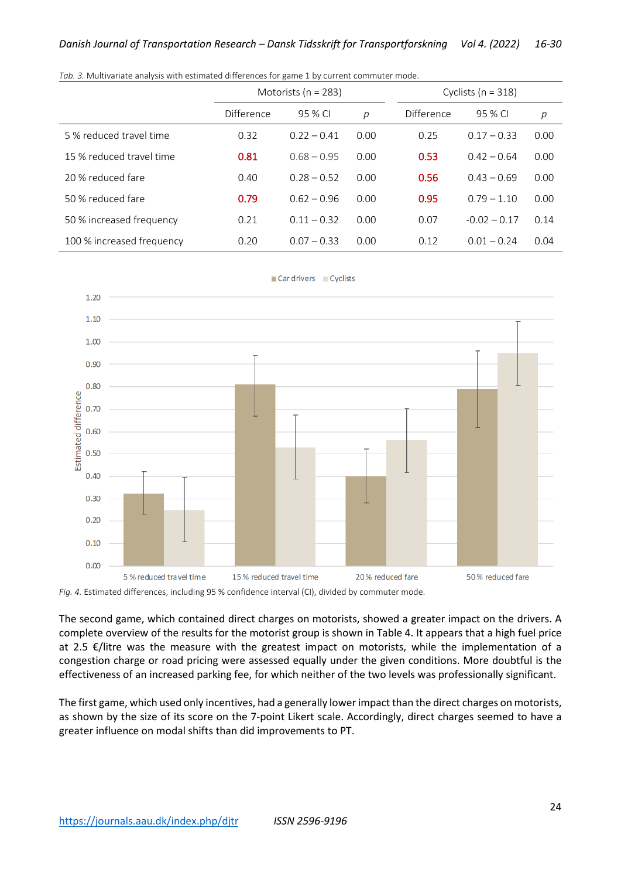*Tab. 3.* Multivariate analysis with estimated differences for game 1 by current commuter mode.

| | Motorists (n = 283) | | | Cyclists (n = 318) | | |
|---|---|---|---|---|---|---|
| | Difference | 95 % CI | *p* | Difference | 95 % CI | *p* |
| 5 % reduced travel time | 0.32 | 0.22 – 0.41 | 0.00 | 0.25 | 0.17 – 0.33 | 0.00 |
| 15 % reduced travel time | 0.81 | 0.68 – 0.95 | 0.00 | 0.53 | 0.42 – 0.64 | 0.00 |
| 20 % reduced fare | 0.40 | 0.28 – 0.52 | 0.00 | 0.56 | 0.43 – 0.69 | 0.00 |
| 50 % reduced fare | 0.79 | 0.62 – 0.96 | 0.00 | 0.95 | 0.79 – 1.10 | 0.00 |
| 50 % increased frequency | 0.21 | 0.11 – 0.32 | 0.00 | 0.07 | -0.02 – 0.17 | 0.14 |
| 100 % increased frequency | 0.20 | 0.07 – 0.33 | 0.00 | 0.12 | 0.01 – 0.24 | 0.04 |

*Fig. 4.* Estimated differences, including 95 % confidence interval (CI), divided by commuter mode.

The second game, which contained direct charges on motorists, showed a greater impact on the drivers. A complete overview of the results for the motorist group is shown in Table 4. It appears that a high fuel price at 2.5 €/litre was the measure with the greatest impact on motorists, while the implementation of a congestion charge or road pricing were assessed equally under the given conditions. More doubtful is the effectiveness of an increased parking fee, for which neither of the two levels was professionally significant.

The first game, which used only incentives, had a generally lower impact than the direct charges on motorists, as shown by the size of its score on the 7-point Likert scale. Accordingly, direct charges seemed to have a greater influence on modal shifts than did improvements to PT.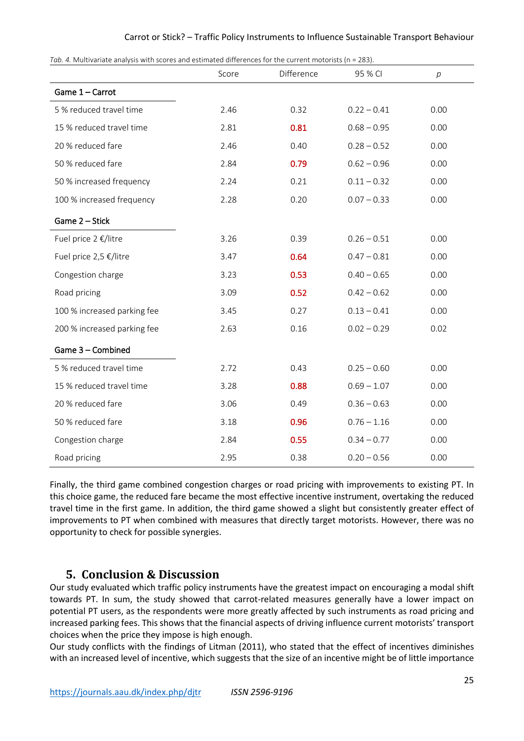*Tab. 4.* Multivariate analysis with scores and estimated differences for the current motorists (n = 283).

| | Score | Difference | 95 % CI | *p* |
|---|---|---|---|---|
| **Game 1 – Carrot** | | | | |
| 5 % reduced travel time | 2.46 | 0.32 | 0.22 – 0.41 | 0.00 |
| 15 % reduced travel time | 2.81 | 0.81 | 0.68 – 0.95 | 0.00 |
| 20 % reduced fare | 2.46 | 0.40 | 0.28 – 0.52 | 0.00 |
| 50 % reduced fare | 2.84 | 0.79 | 0.62 – 0.96 | 0.00 |
| 50 % increased frequency | 2.24 | 0.21 | 0.11 – 0.32 | 0.00 |
| 100 % increased frequency | 2.28 | 0.20 | 0.07 – 0.33 | 0.00 |
| **Game 2 – Stick** | | | | |
| Fuel price 2 €/litre | 3.26 | 0.39 | 0.26 – 0.51 | 0.00 |
| Fuel price 2,5 €/litre | 3.47 | 0.64 | 0.47 – 0.81 | 0.00 |
| Congestion charge | 3.23 | 0.53 | 0.40 – 0.65 | 0.00 |
| Road pricing | 3.09 | 0.52 | 0.42 – 0.62 | 0.00 |
| 100 % increased parking fee | 3.45 | 0.27 | 0.13 – 0.41 | 0.00 |
| 200 % increased parking fee | 2.63 | 0.16 | 0.02 – 0.29 | 0.02 |
| **Game 3 – Combined** | | | | |
| 5 % reduced travel time | 2.72 | 0.43 | 0.25 – 0.60 | 0.00 |
| 15 % reduced travel time | 3.28 | 0.88 | 0.69 – 1.07 | 0.00 |
| 20 % reduced fare | 3.06 | 0.49 | 0.36 – 0.63 | 0.00 |
| 50 % reduced fare | 3.18 | 0.96 | 0.76 – 1.16 | 0.00 |
| Congestion charge | 2.84 | 0.55 | 0.34 – 0.77 | 0.00 |
| Road pricing | 2.95 | 0.38 | 0.20 – 0.56 | 0.00 |

Finally, the third game combined congestion charges or road pricing with improvements to existing PT. In this choice game, the reduced fare became the most effective incentive instrument, overtaking the reduced travel time in the first game. In addition, the third game showed a slight but consistently greater effect of improvements to PT when combined with measures that directly target motorists. However, there was no opportunity to check for possible synergies.

## 5. Conclusion & Discussion

Our study evaluated which traffic policy instruments have the greatest impact on encouraging a modal shift towards PT. In sum, the study showed that carrot-related measures generally have a lower impact on potential PT users, as the respondents were more greatly affected by such instruments as road pricing and increased parking fees. This shows that the financial aspects of driving influence current motorists' transport choices when the price they impose is high enough.

Our study conflicts with the findings of Litman (2011), who stated that the effect of incentives diminishes with an increased level of incentive, which suggests that the size of an incentive might be of little importance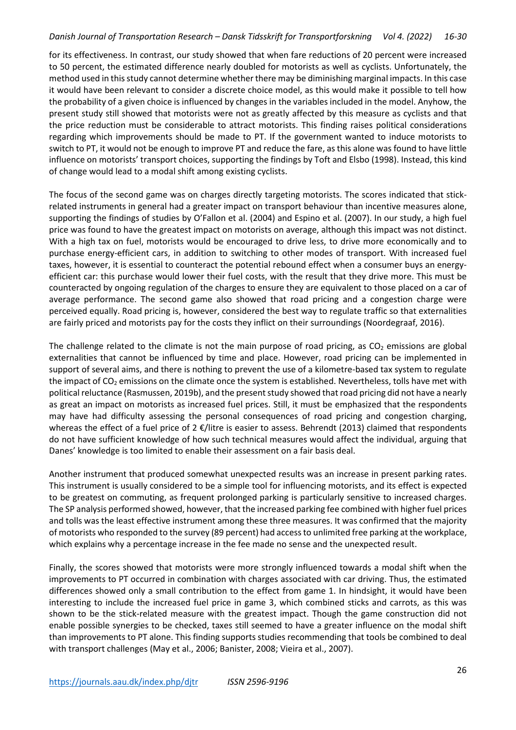for its effectiveness. In contrast, our study showed that when fare reductions of 20 percent were increased to 50 percent, the estimated difference nearly doubled for motorists as well as cyclists. Unfortunately, the method used in this study cannot determine whether there may be diminishing marginal impacts. In this case it would have been relevant to consider a discrete choice model, as this would make it possible to tell how the probability of a given choice is influenced by changes in the variables included in the model. Anyhow, the present study still showed that motorists were not as greatly affected by this measure as cyclists and that the price reduction must be considerable to attract motorists. This finding raises political considerations regarding which improvements should be made to PT. If the government wanted to induce motorists to switch to PT, it would not be enough to improve PT and reduce the fare, as this alone was found to have little influence on motorists' transport choices, supporting the findings by Toft and Elsbo (1998). Instead, this kind of change would lead to a modal shift among existing cyclists.

The focus of the second game was on charges directly targeting motorists. The scores indicated that stick-related instruments in general had a greater impact on transport behaviour than incentive measures alone, supporting the findings of studies by O'Fallon et al. (2004) and Espino et al. (2007). In our study, a high fuel price was found to have the greatest impact on motorists on average, although this impact was not distinct. With a high tax on fuel, motorists would be encouraged to drive less, to drive more economically and to purchase energy-efficient cars, in addition to switching to other modes of transport. With increased fuel taxes, however, it is essential to counteract the potential rebound effect when a consumer buys an energy-efficient car: this purchase would lower their fuel costs, with the result that they drive more. This must be counteracted by ongoing regulation of the charges to ensure they are equivalent to those placed on a car of average performance. The second game also showed that road pricing and a congestion charge were perceived equally. Road pricing is, however, considered the best way to regulate traffic so that externalities are fairly priced and motorists pay for the costs they inflict on their surroundings (Noordegraaf, 2016).

The challenge related to the climate is not the main purpose of road pricing, as $CO_2$ emissions are global externalities that cannot be influenced by time and place. However, road pricing can be implemented in support of several aims, and there is nothing to prevent the use of a kilometre-based tax system to regulate the impact of $CO_2$ emissions on the climate once the system is established. Nevertheless, tolls have met with political reluctance (Rasmussen, 2019b), and the present study showed that road pricing did not have a nearly as great an impact on motorists as increased fuel prices. Still, it must be emphasized that the respondents may have had difficulty assessing the personal consequences of road pricing and congestion charging, whereas the effect of a fuel price of 2 €/litre is easier to assess. Behrendt (2013) claimed that respondents do not have sufficient knowledge of how such technical measures would affect the individual, arguing that Danes' knowledge is too limited to enable their assessment on a fair basis deal.

Another instrument that produced somewhat unexpected results was an increase in present parking rates. This instrument is usually considered to be a simple tool for influencing motorists, and its effect is expected to be greatest on commuting, as frequent prolonged parking is particularly sensitive to increased charges. The SP analysis performed showed, however, that the increased parking fee combined with higher fuel prices and tolls was the least effective instrument among these three measures. It was confirmed that the majority of motorists who responded to the survey (89 percent) had access to unlimited free parking at the workplace, which explains why a percentage increase in the fee made no sense and the unexpected result.

Finally, the scores showed that motorists were more strongly influenced towards a modal shift when the improvements to PT occurred in combination with charges associated with car driving. Thus, the estimated differences showed only a small contribution to the effect from game 1. In hindsight, it would have been interesting to include the increased fuel price in game 3, which combined sticks and carrots, as this was shown to be the stick-related measure with the greatest impact. Though the game construction did not enable possible synergies to be checked, taxes still seemed to have a greater influence on the modal shift than improvements to PT alone. This finding supports studies recommending that tools be combined to deal with transport challenges (May et al., 2006; Banister, 2008; Vieira et al., 2007).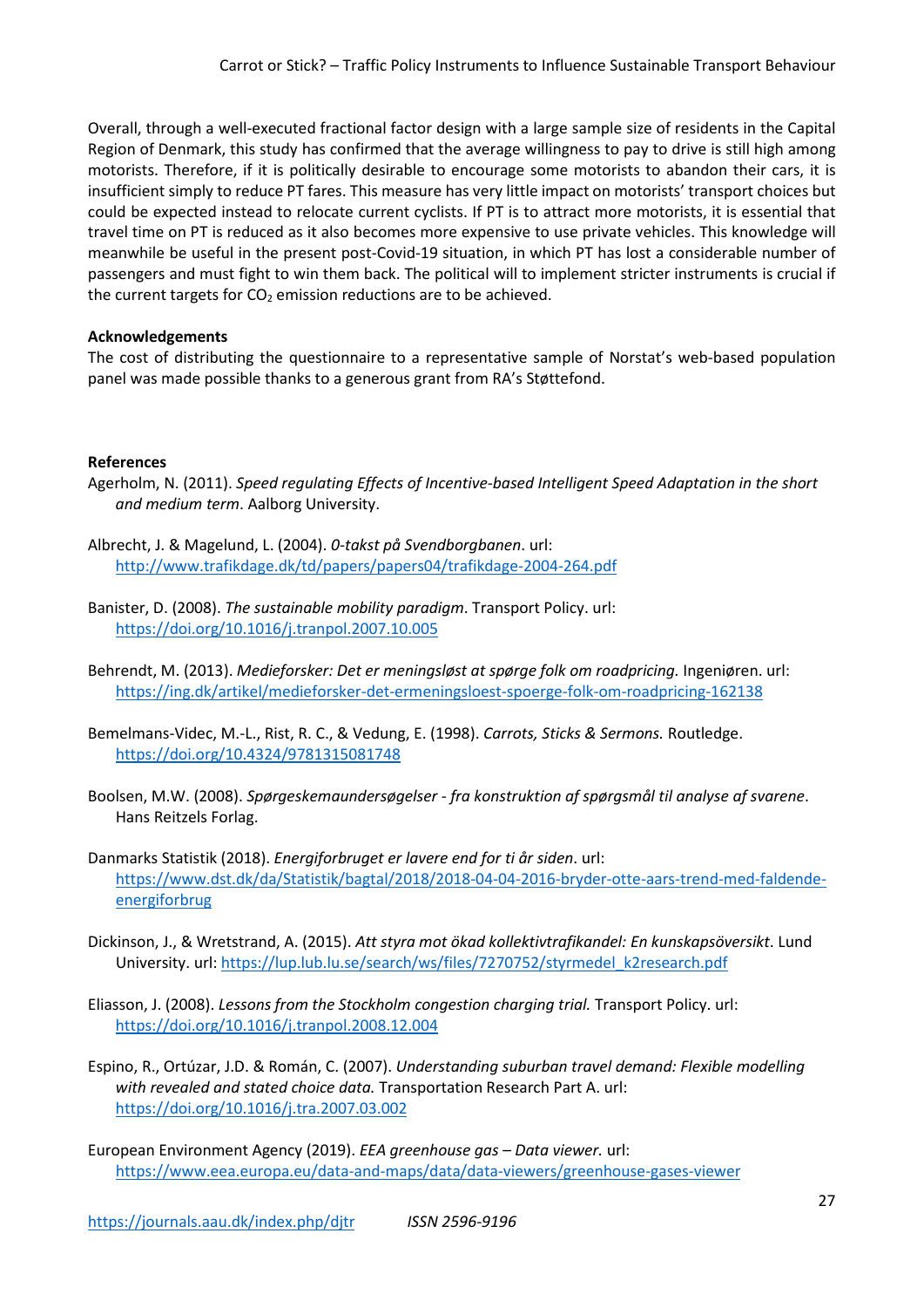Overall, through a well-executed fractional factor design with a large sample size of residents in the Capital Region of Denmark, this study has confirmed that the average willingness to pay to drive is still high among motorists. Therefore, if it is politically desirable to encourage some motorists to abandon their cars, it is insufficient simply to reduce PT fares. This measure has very little impact on motorists' transport choices but could be expected instead to relocate current cyclists. If PT is to attract more motorists, it is essential that travel time on PT is reduced as it also becomes more expensive to use private vehicles. This knowledge will meanwhile be useful in the present post-Covid-19 situation, in which PT has lost a considerable number of passengers and must fight to win them back. The political will to implement stricter instruments is crucial if the current targets for $CO_2$ emission reductions are to be achieved.

**Acknowledgements**

The cost of distributing the questionnaire to a representative sample of Norstat's web-based population panel was made possible thanks to a generous grant from RA's Støttefond.

**References**

Agerholm, N. (2011). *Speed regulating Effects of Incentive-based Intelligent Speed Adaptation in the short and medium term*. Aalborg University.

Albrecht, J. & Magelund, L. (2004). *0-takst på Svendborgbanen*. url: http://www.trafikdage.dk/td/papers/papers04/trafikdage-2004-264.pdf

Banister, D. (2008). *The sustainable mobility paradigm*. Transport Policy. url: https://doi.org/10.1016/j.tranpol.2007.10.005

Behrendt, M. (2013). *Medieforsker: Det er meningsløst at spørge folk om roadpricing.* Ingeniøren. url: https://ing.dk/artikel/medieforsker-det-ermeningsloest-spoerge-folk-om-roadpricing-162138

Bemelmans-Videc, M.-L., Rist, R. C., & Vedung, E. (1998). *Carrots, Sticks & Sermons.* Routledge. https://doi.org/10.4324/9781315081748

Boolsen, M.W. (2008). *Spørgeskemaundersøgelser - fra konstruktion af spørgsmål til analyse af svarene*. Hans Reitzels Forlag.

Danmarks Statistik (2018). *Energiforbruget er lavere end for ti år siden*. url: https://www.dst.dk/da/Statistik/bagtal/2018/2018-04-04-2016-bryder-otte-aars-trend-med-faldende-energiforbrug

Dickinson, J., & Wretstrand, A. (2015). *Att styra mot ökad kollektivtrafikandel: En kunskapsöversikt*. Lund University. url: https://lup.lub.lu.se/search/ws/files/7270752/styrmedel_k2research.pdf

Eliasson, J. (2008). *Lessons from the Stockholm congestion charging trial.* Transport Policy. url: https://doi.org/10.1016/j.tranpol.2008.12.004

Espino, R., Ortúzar, J.D. & Román, C. (2007). *Understanding suburban travel demand: Flexible modelling with revealed and stated choice data.* Transportation Research Part A. url: https://doi.org/10.1016/j.tra.2007.03.002

European Environment Agency (2019). *EEA greenhouse gas – Data viewer.* url: https://www.eea.europa.eu/data-and-maps/data/data-viewers/greenhouse-gases-viewer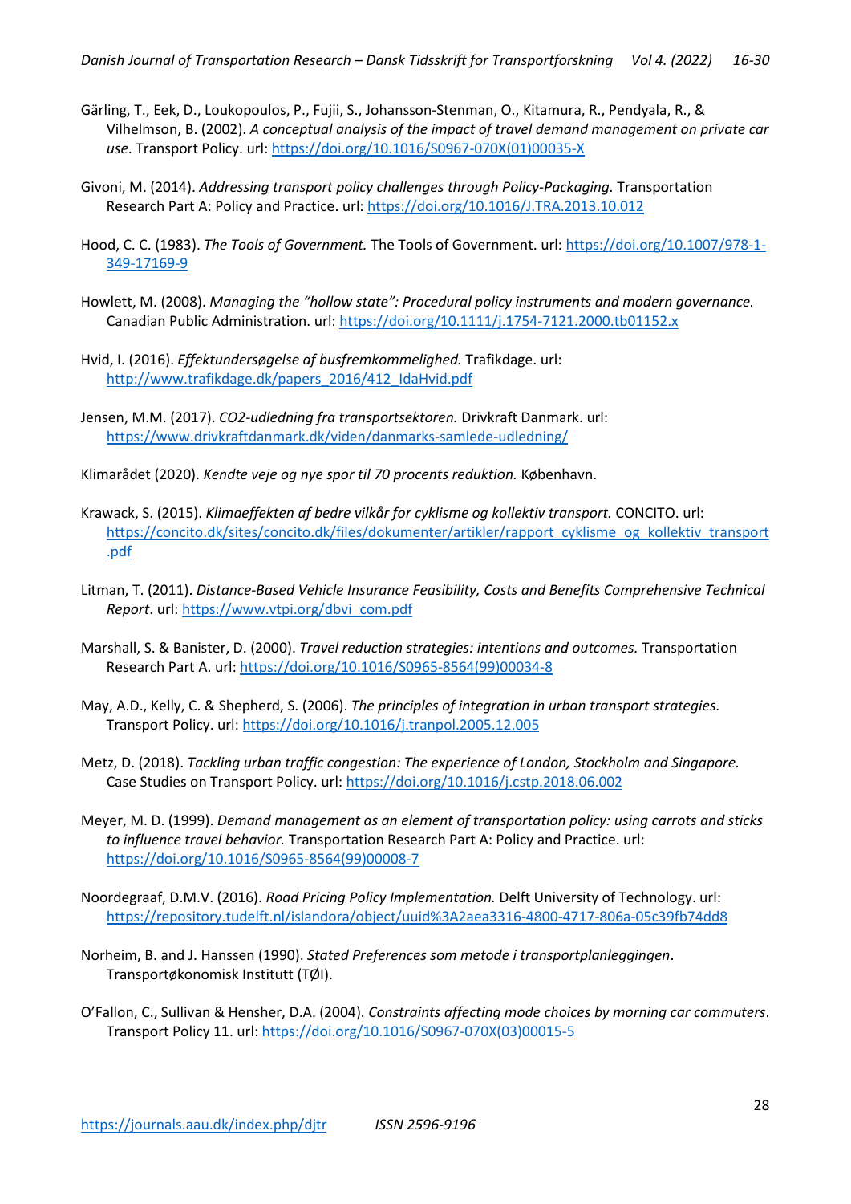Gärling, T., Eek, D., Loukopoulos, P., Fujii, S., Johansson-Stenman, O., Kitamura, R., Pendyala, R., & Vilhelmson, B. (2002). *A conceptual analysis of the impact of travel demand management on private car use*. Transport Policy. url: https://doi.org/10.1016/S0967-070X(01)00035-X

Givoni, M. (2014). *Addressing transport policy challenges through Policy-Packaging.* Transportation Research Part A: Policy and Practice. url: https://doi.org/10.1016/J.TRA.2013.10.012

Hood, C. C. (1983). *The Tools of Government.* The Tools of Government. url: https://doi.org/10.1007/978-1-349-17169-9

Howlett, M. (2008). *Managing the "hollow state": Procedural policy instruments and modern governance.* Canadian Public Administration. url: https://doi.org/10.1111/j.1754-7121.2000.tb01152.x

Hvid, I. (2016). *Effektundersøgelse af busfremkommelighed.* Trafikdage. url: http://www.trafikdage.dk/papers_2016/412_IdaHvid.pdf

Jensen, M.M. (2017). *CO2-udledning fra transportsektoren.* Drivkraft Danmark. url: https://www.drivkraftdanmark.dk/viden/danmarks-samlede-udledning/

Klimarådet (2020). *Kendte veje og nye spor til 70 procents reduktion.* København.

Krawack, S. (2015). *Klimaeffekten af bedre vilkår for cyklisme og kollektiv transport.* CONCITO. url: https://concito.dk/sites/concito.dk/files/dokumenter/artikler/rapport_cyklisme_og_kollektiv_transport.pdf

Litman, T. (2011). *Distance-Based Vehicle Insurance Feasibility, Costs and Benefits Comprehensive Technical Report*. url: https://www.vtpi.org/dbvi_com.pdf

Marshall, S. & Banister, D. (2000). *Travel reduction strategies: intentions and outcomes.* Transportation Research Part A. url: https://doi.org/10.1016/S0965-8564(99)00034-8

May, A.D., Kelly, C. & Shepherd, S. (2006). *The principles of integration in urban transport strategies.* Transport Policy. url: https://doi.org/10.1016/j.tranpol.2005.12.005

Metz, D. (2018). *Tackling urban traffic congestion: The experience of London, Stockholm and Singapore.* Case Studies on Transport Policy. url: https://doi.org/10.1016/j.cstp.2018.06.002

Meyer, M. D. (1999). *Demand management as an element of transportation policy: using carrots and sticks to influence travel behavior.* Transportation Research Part A: Policy and Practice. url: https://doi.org/10.1016/S0965-8564(99)00008-7

Noordegraaf, D.M.V. (2016). *Road Pricing Policy Implementation.* Delft University of Technology. url: https://repository.tudelft.nl/islandora/object/uuid%3A2aea3316-4800-4717-806a-05c39fb74dd8

Norheim, B. and J. Hanssen (1990). *Stated Preferences som metode i transportplanleggingen*. Transportøkonomisk Institutt (TØI).

O'Fallon, C., Sullivan & Hensher, D.A. (2004). *Constraints affecting mode choices by morning car commuters*. Transport Policy 11. url: https://doi.org/10.1016/S0967-070X(03)00015-5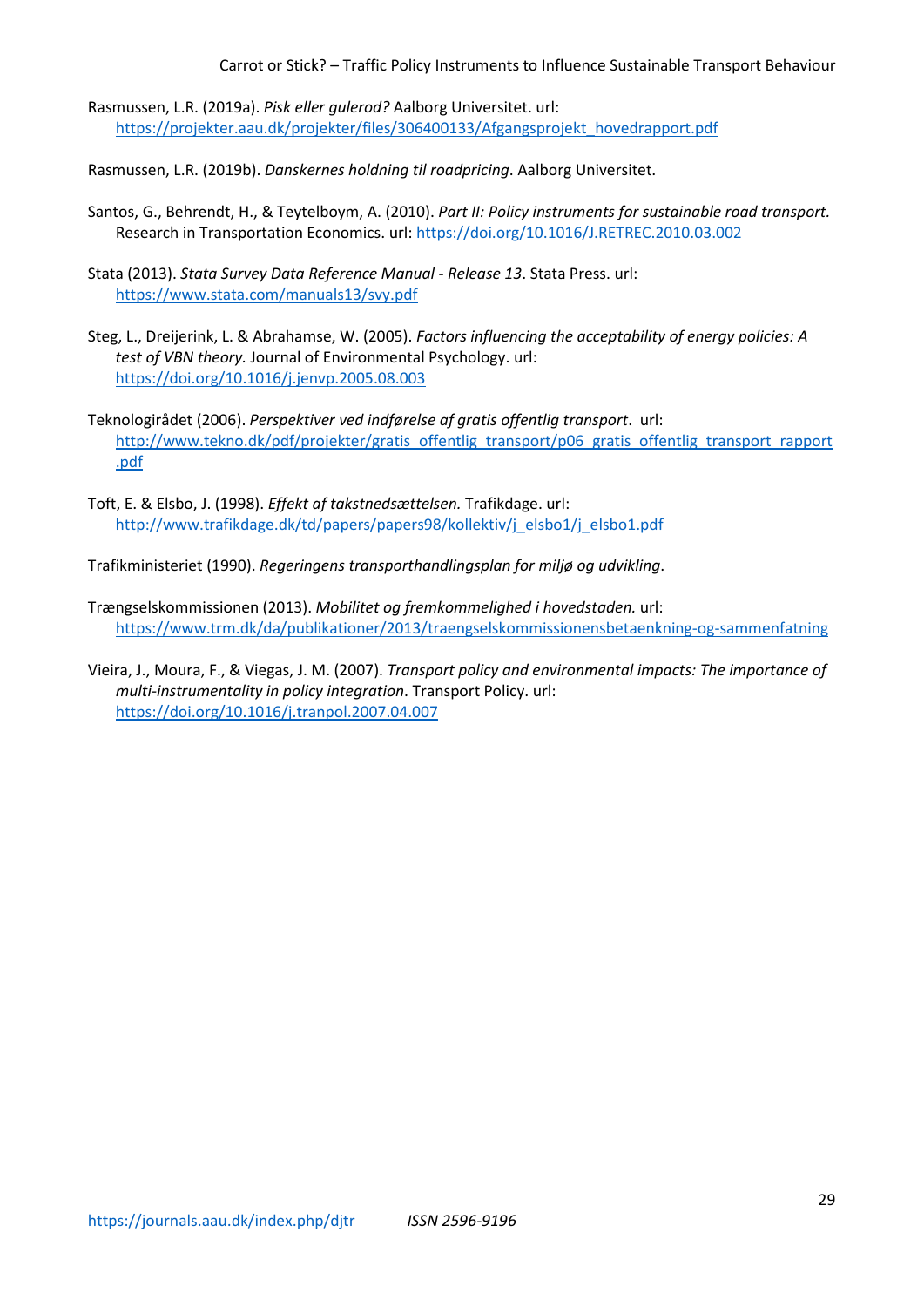Rasmussen, L.R. (2019a). *Pisk eller gulerod?* Aalborg Universitet. url: https://projekter.aau.dk/projekter/files/306400133/Afgangsprojekt_hovedrapport.pdf

Rasmussen, L.R. (2019b). *Danskernes holdning til roadpricing*. Aalborg Universitet.

Santos, G., Behrendt, H., & Teytelboym, A. (2010). *Part II: Policy instruments for sustainable road transport.* Research in Transportation Economics. url: https://doi.org/10.1016/J.RETREC.2010.03.002

Stata (2013). *Stata Survey Data Reference Manual - Release 13*. Stata Press. url: https://www.stata.com/manuals13/svy.pdf

Steg, L., Dreijerink, L. & Abrahamse, W. (2005). *Factors influencing the acceptability of energy policies: A test of VBN theory.* Journal of Environmental Psychology. url: https://doi.org/10.1016/j.jenvp.2005.08.003

Teknologirådet (2006). *Perspektiver ved indførelse af gratis offentlig transport*. url: http://www.tekno.dk/pdf/projekter/gratis_offentlig_transport/p06_gratis_offentlig_transport_rapport.pdf

Toft, E. & Elsbo, J. (1998). *Effekt af takstnedsættelsen.* Trafikdage. url: http://www.trafikdage.dk/td/papers/papers98/kollektiv/j_elsbo1/j_elsbo1.pdf

Trafikministeriet (1990). *Regeringens transporthandlingsplan for miljø og udvikling*.

Trængselskommissionen (2013). *Mobilitet og fremkommelighed i hovedstaden.* url: https://www.trm.dk/da/publikationer/2013/traengselskommissionensbetaenkning-og-sammenfatning

Vieira, J., Moura, F., & Viegas, J. M. (2007). *Transport policy and environmental impacts: The importance of multi-instrumentality in policy integration*. Transport Policy. url: https://doi.org/10.1016/j.tranpol.2007.04.007